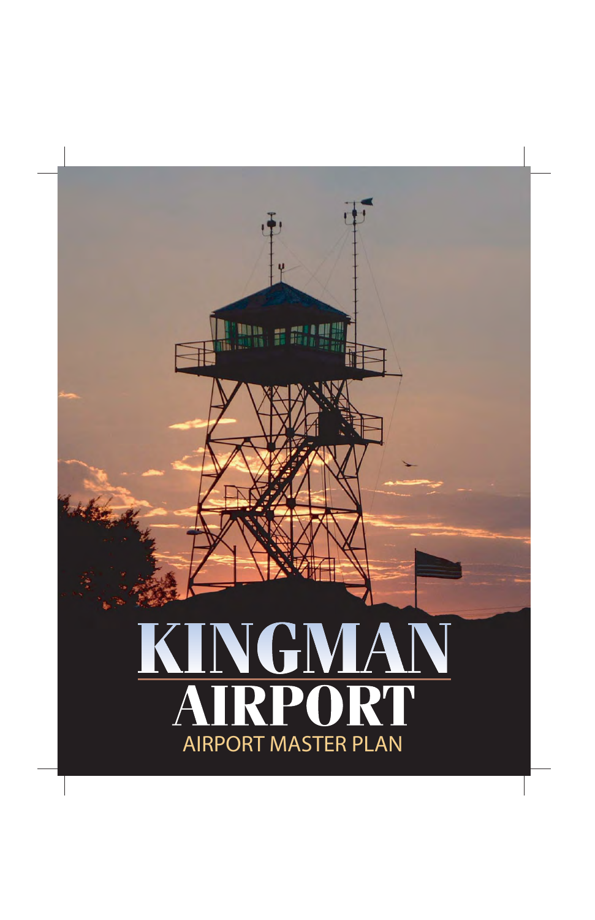# KINGMAN AIRPORT

## AIRPORT MASTER PLAN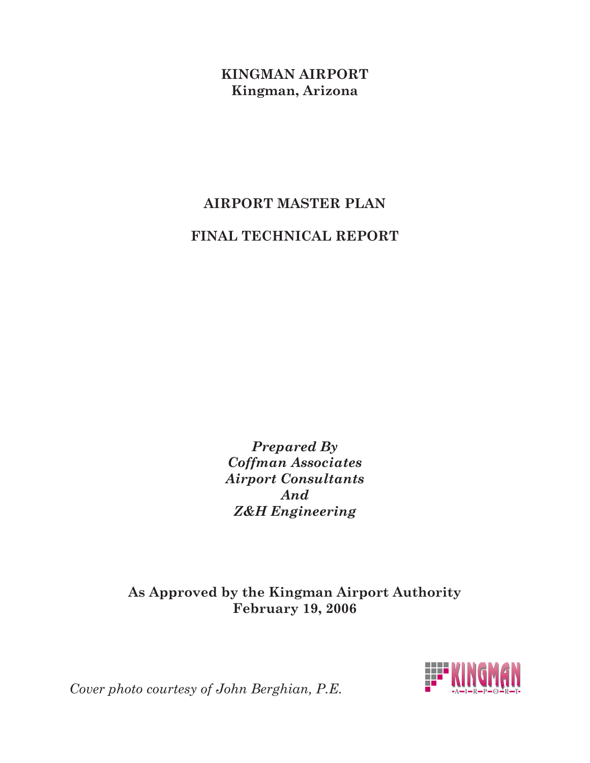# KINGMAN AIRPORT
**Kingman, Arizona**

## AIRPORT MASTER PLAN

## FINAL TECHNICAL REPORT

*Prepared By*
*Coffman Associates*
*Airport Consultants*
*And*
*Z&H Engineering*

**As Approved by the Kingman Airport Authority**
**February 19, 2006**

*Cover photo courtesy of John Berghian, P.E.*

KINGMAN AIRPORT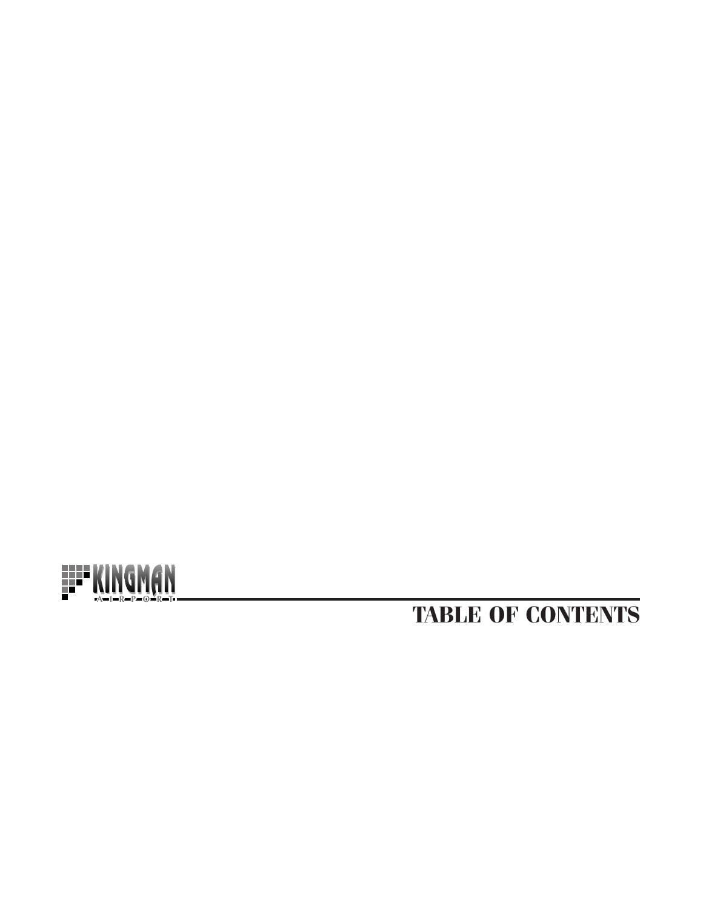# TABLE OF CONTENTS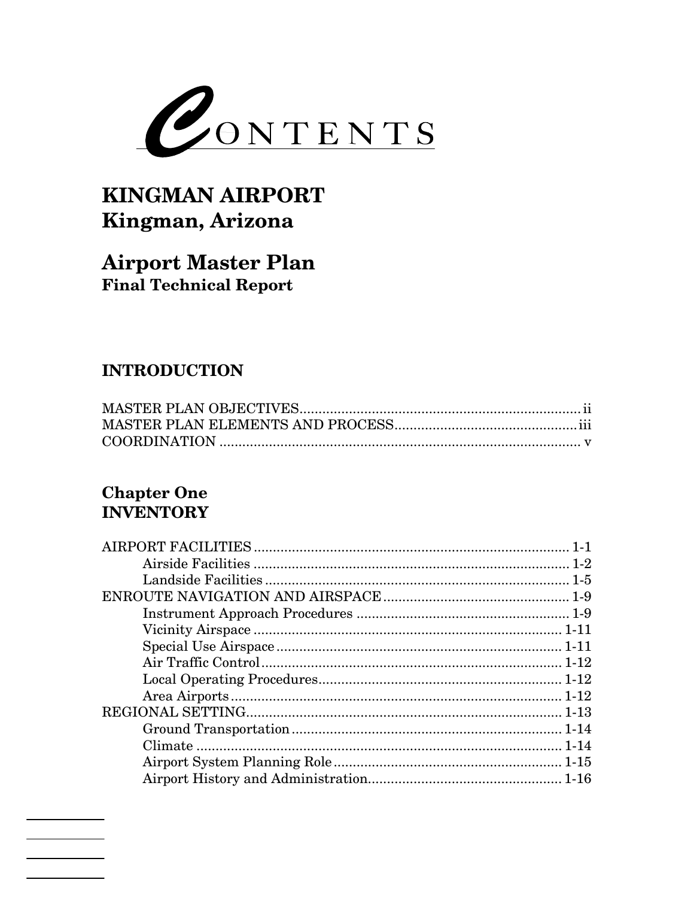# CONTENTS

## KINGMAN AIRPORT
## Kingman, Arizona

## Airport Master Plan
### Final Technical Report

## INTRODUCTION

MASTER PLAN OBJECTIVES ........................................................................ ii
MASTER PLAN ELEMENTS AND PROCESS ............................................... iii
COORDINATION ........................................................................................ v

## Chapter One
## INVENTORY

AIRPORT FACILITIES .................................................................................. 1-1
- Airside Facilities .................................................................................. 1-2
- Landside Facilities ............................................................................... 1-5

ENROUTE NAVIGATION AND AIRSPACE ................................................ 1-9
- Instrument Approach Procedures ....................................................... 1-9
- Vicinity Airspace ................................................................................ 1-11
- Special Use Airspace .......................................................................... 1-11
- Air Traffic Control .............................................................................. 1-12
- Local Operating Procedures ............................................................... 1-12
- Area Airports ...................................................................................... 1-12

REGIONAL SETTING .................................................................................. 1-13
- Ground Transportation ...................................................................... 1-14
- Climate ............................................................................................... 1-14
- Airport System Planning Role ........................................................... 1-15
- Airport History and Administration .................................................. 1-16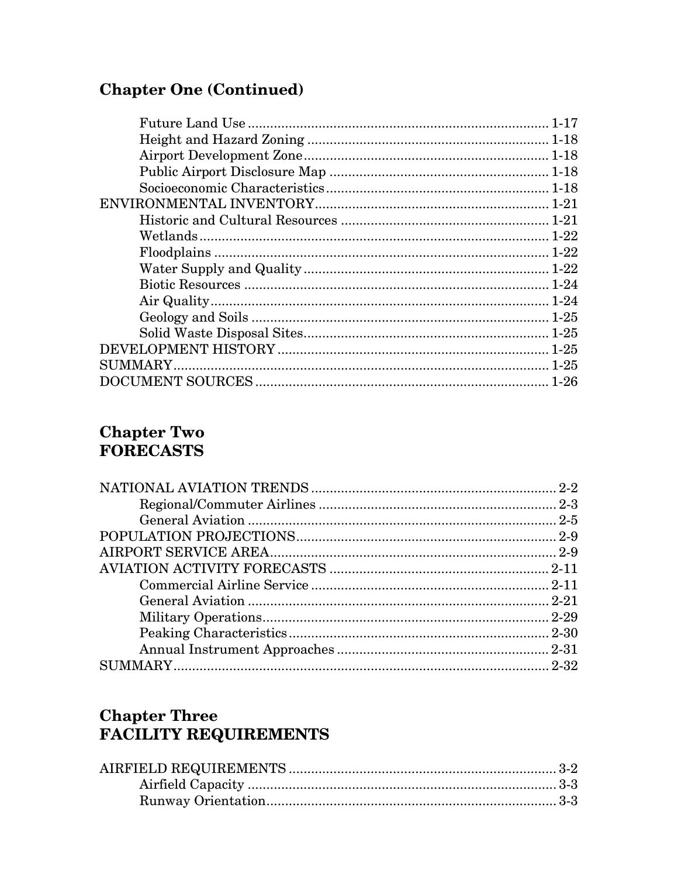## Chapter One (Continued)

| | |
|---|---|
| Future Land Use | 1-17 |
| Height and Hazard Zoning | 1-18 |
| Airport Development Zone | 1-18 |
| Public Airport Disclosure Map | 1-18 |
| Socioeconomic Characteristics | 1-18 |
| ENVIRONMENTAL INVENTORY | 1-21 |
| Historic and Cultural Resources | 1-21 |
| Wetlands | 1-22 |
| Floodplains | 1-22 |
| Water Supply and Quality | 1-22 |
| Biotic Resources | 1-24 |
| Air Quality | 1-24 |
| Geology and Soils | 1-25 |
| Solid Waste Disposal Sites | 1-25 |
| DEVELOPMENT HISTORY | 1-25 |
| SUMMARY | 1-25 |
| DOCUMENT SOURCES | 1-26 |

## Chapter Two
## FORECASTS

| | |
|---|---|
| NATIONAL AVIATION TRENDS | 2-2 |
| Regional/Commuter Airlines | 2-3 |
| General Aviation | 2-5 |
| POPULATION PROJECTIONS | 2-9 |
| AIRPORT SERVICE AREA | 2-9 |
| AVIATION ACTIVITY FORECASTS | 2-11 |
| Commercial Airline Service | 2-11 |
| General Aviation | 2-21 |
| Military Operations | 2-29 |
| Peaking Characteristics | 2-30 |
| Annual Instrument Approaches | 2-31 |
| SUMMARY | 2-32 |

## Chapter Three
## FACILITY REQUIREMENTS

| | |
|---|---|
| AIRFIELD REQUIREMENTS | 3-2 |
| Airfield Capacity | 3-3 |
| Runway Orientation | 3-3 |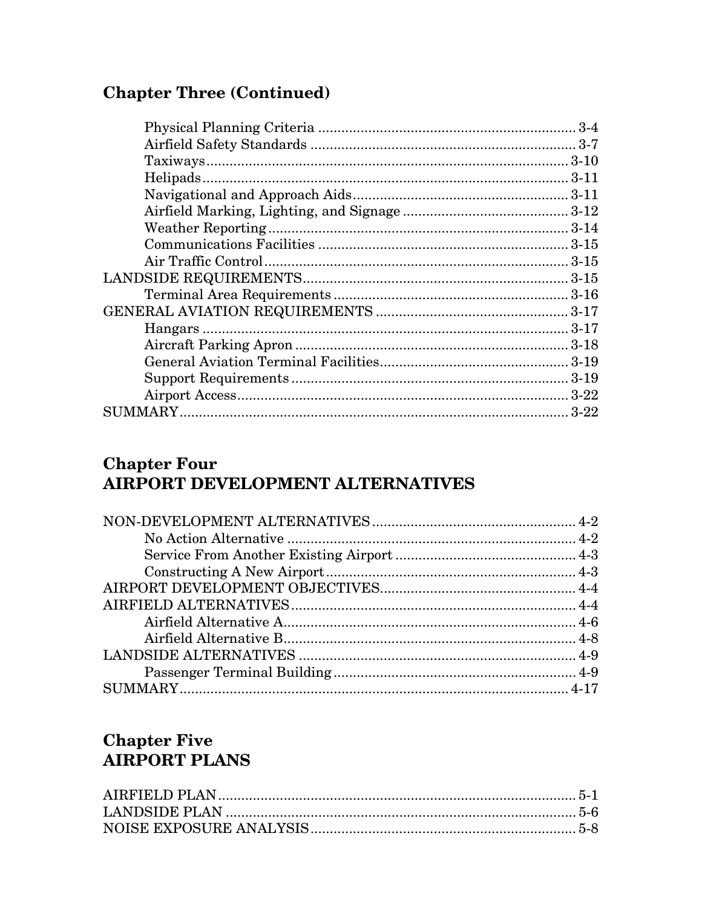## Chapter Three (Continued)

| | |
|---|---|
| Physical Planning Criteria | 3-4 |
| Airfield Safety Standards | 3-7 |
| Taxiways | 3-10 |
| Helipads | 3-11 |
| Navigational and Approach Aids | 3-11 |
| Airfield Marking, Lighting, and Signage | 3-12 |
| Weather Reporting | 3-14 |
| Communications Facilities | 3-15 |
| Air Traffic Control | 3-15 |
| LANDSIDE REQUIREMENTS | 3-15 |
| Terminal Area Requirements | 3-16 |
| GENERAL AVIATION REQUIREMENTS | 3-17 |
| Hangars | 3-17 |
| Aircraft Parking Apron | 3-18 |
| General Aviation Terminal Facilities | 3-19 |
| Support Requirements | 3-19 |
| Airport Access | 3-22 |
| SUMMARY | 3-22 |

## Chapter Four
## AIRPORT DEVELOPMENT ALTERNATIVES

| | |
|---|---|
| NON-DEVELOPMENT ALTERNATIVES | 4-2 |
| No Action Alternative | 4-2 |
| Service From Another Existing Airport | 4-3 |
| Constructing A New Airport | 4-3 |
| AIRPORT DEVELOPMENT OBJECTIVES | 4-4 |
| AIRFIELD ALTERNATIVES | 4-4 |
| Airfield Alternative A | 4-6 |
| Airfield Alternative B | 4-8 |
| LANDSIDE ALTERNATIVES | 4-9 |
| Passenger Terminal Building | 4-9 |
| SUMMARY | 4-17 |

## Chapter Five
## AIRPORT PLANS

| | |
|---|---|
| AIRFIELD PLAN | 5-1 |
| LANDSIDE PLAN | 5-6 |
| NOISE EXPOSURE ANALYSIS | 5-8 |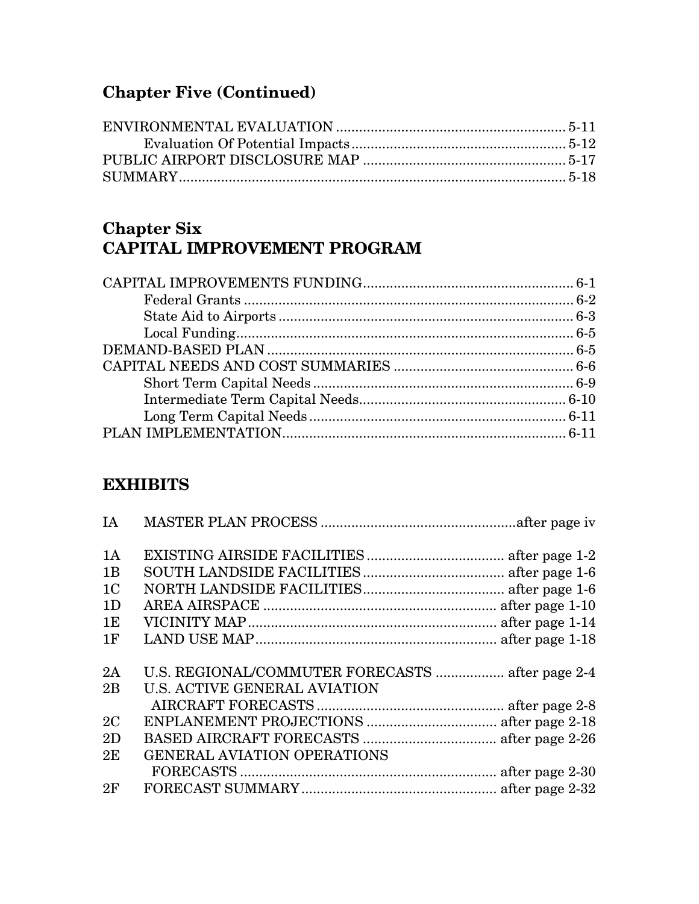## Chapter Five (Continued)

| | |
|---|---|
| ENVIRONMENTAL EVALUATION | 5-11 |
| Evaluation Of Potential Impacts | 5-12 |
| PUBLIC AIRPORT DISCLOSURE MAP | 5-17 |
| SUMMARY | 5-18 |

## Chapter Six
## CAPITAL IMPROVEMENT PROGRAM

| | |
|---|---|
| CAPITAL IMPROVEMENTS FUNDING | 6-1 |
| Federal Grants | 6-2 |
| State Aid to Airports | 6-3 |
| Local Funding | 6-5 |
| DEMAND-BASED PLAN | 6-5 |
| CAPITAL NEEDS AND COST SUMMARIES | 6-6 |
| Short Term Capital Needs | 6-9 |
| Intermediate Term Capital Needs | 6-10 |
| Long Term Capital Needs | 6-11 |
| PLAN IMPLEMENTATION | 6-11 |

## EXHIBITS

| | | |
|---|---|---|
| IA | MASTER PLAN PROCESS | after page iv |
| 1A | EXISTING AIRSIDE FACILITIES | after page 1-2 |
| 1B | SOUTH LANDSIDE FACILITIES | after page 1-6 |
| 1C | NORTH LANDSIDE FACILITIES | after page 1-6 |
| 1D | AREA AIRSPACE | after page 1-10 |
| 1E | VICINITY MAP | after page 1-14 |
| 1F | LAND USE MAP | after page 1-18 |
| 2A | U.S. REGIONAL/COMMUTER FORECASTS | after page 2-4 |
| 2B | U.S. ACTIVE GENERAL AVIATION AIRCRAFT FORECASTS | after page 2-8 |
| 2C | ENPLANEMENT PROJECTIONS | after page 2-18 |
| 2D | BASED AIRCRAFT FORECASTS | after page 2-26 |
| 2E | GENERAL AVIATION OPERATIONS FORECASTS | after page 2-30 |
| 2F | FORECAST SUMMARY | after page 2-32 |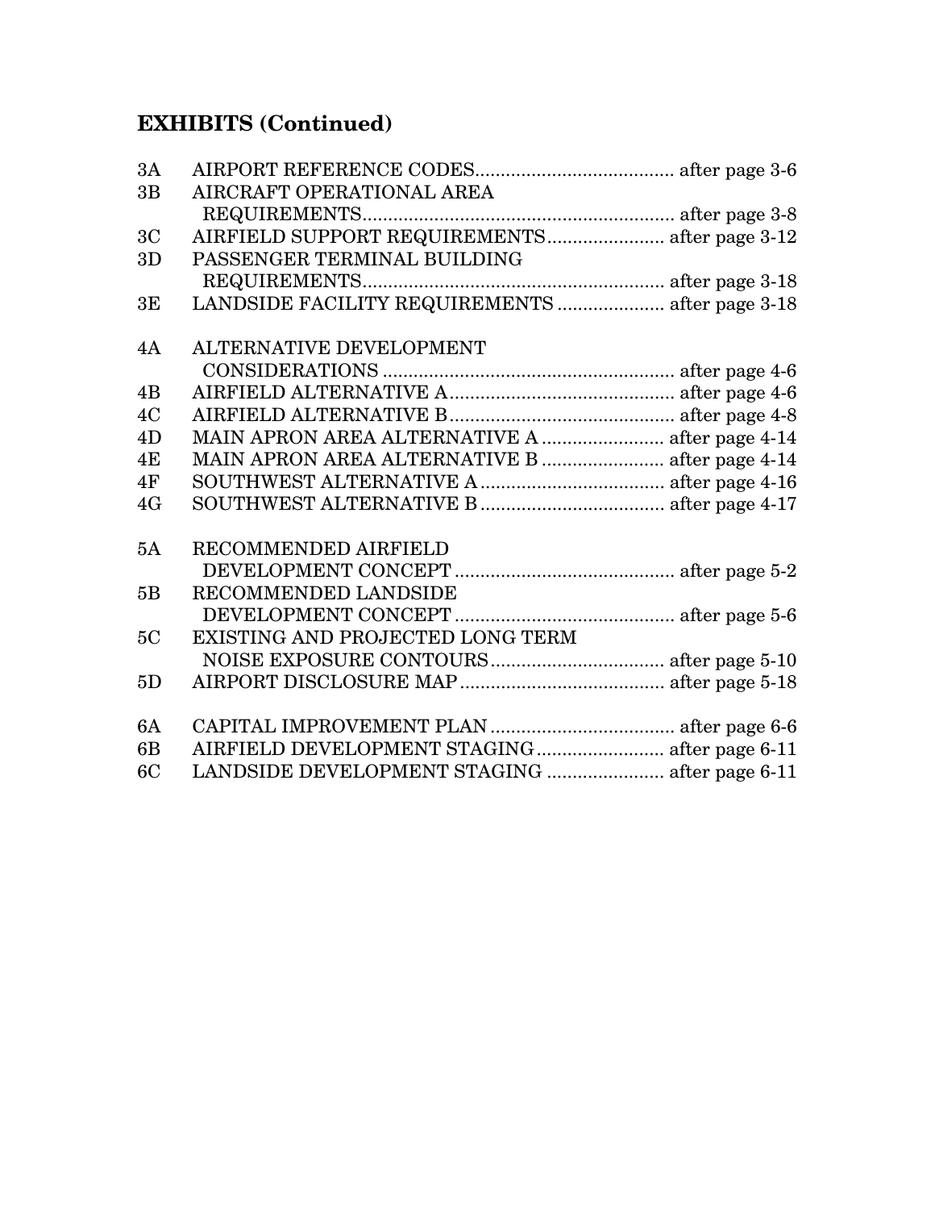## EXHIBITS (Continued)

| | | |
|---|---|---|
| 3A | AIRPORT REFERENCE CODES | after page 3-6 |
| 3B | AIRCRAFT OPERATIONAL AREA REQUIREMENTS | after page 3-8 |
| 3C | AIRFIELD SUPPORT REQUIREMENTS | after page 3-12 |
| 3D | PASSENGER TERMINAL BUILDING REQUIREMENTS | after page 3-18 |
| 3E | LANDSIDE FACILITY REQUIREMENTS | after page 3-18 |
| | | |
| 4A | ALTERNATIVE DEVELOPMENT CONSIDERATIONS | after page 4-6 |
| 4B | AIRFIELD ALTERNATIVE A | after page 4-6 |
| 4C | AIRFIELD ALTERNATIVE B | after page 4-8 |
| 4D | MAIN APRON AREA ALTERNATIVE A | after page 4-14 |
| 4E | MAIN APRON AREA ALTERNATIVE B | after page 4-14 |
| 4F | SOUTHWEST ALTERNATIVE A | after page 4-16 |
| 4G | SOUTHWEST ALTERNATIVE B | after page 4-17 |
| | | |
| 5A | RECOMMENDED AIRFIELD DEVELOPMENT CONCEPT | after page 5-2 |
| 5B | RECOMMENDED LANDSIDE DEVELOPMENT CONCEPT | after page 5-6 |
| 5C | EXISTING AND PROJECTED LONG TERM NOISE EXPOSURE CONTOURS | after page 5-10 |
| 5D | AIRPORT DISCLOSURE MAP | after page 5-18 |
| | | |
| 6A | CAPITAL IMPROVEMENT PLAN | after page 6-6 |
| 6B | AIRFIELD DEVELOPMENT STAGING | after page 6-11 |
| 6C | LANDSIDE DEVELOPMENT STAGING | after page 6-11 |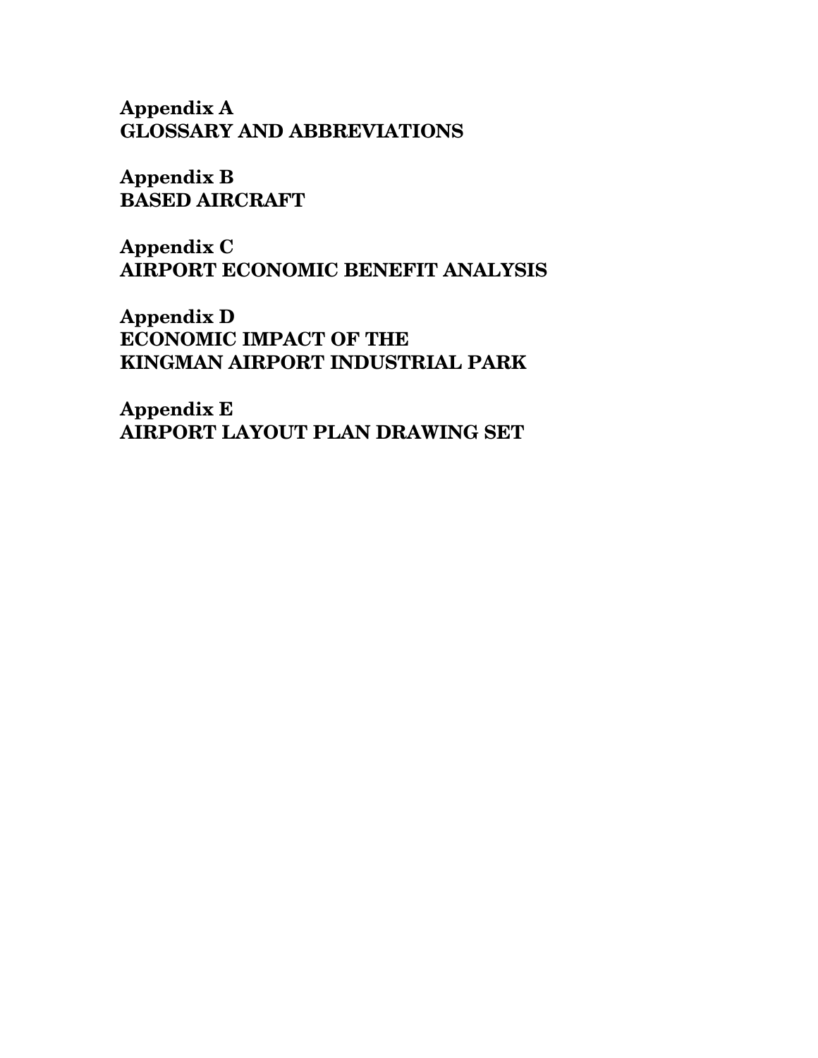**Appendix A**
**GLOSSARY AND ABBREVIATIONS**

**Appendix B**
**BASED AIRCRAFT**

**Appendix C**
**AIRPORT ECONOMIC BENEFIT ANALYSIS**

**Appendix D**
**ECONOMIC IMPACT OF THE**
**KINGMAN AIRPORT INDUSTRIAL PARK**

**Appendix E**
**AIRPORT LAYOUT PLAN DRAWING SET**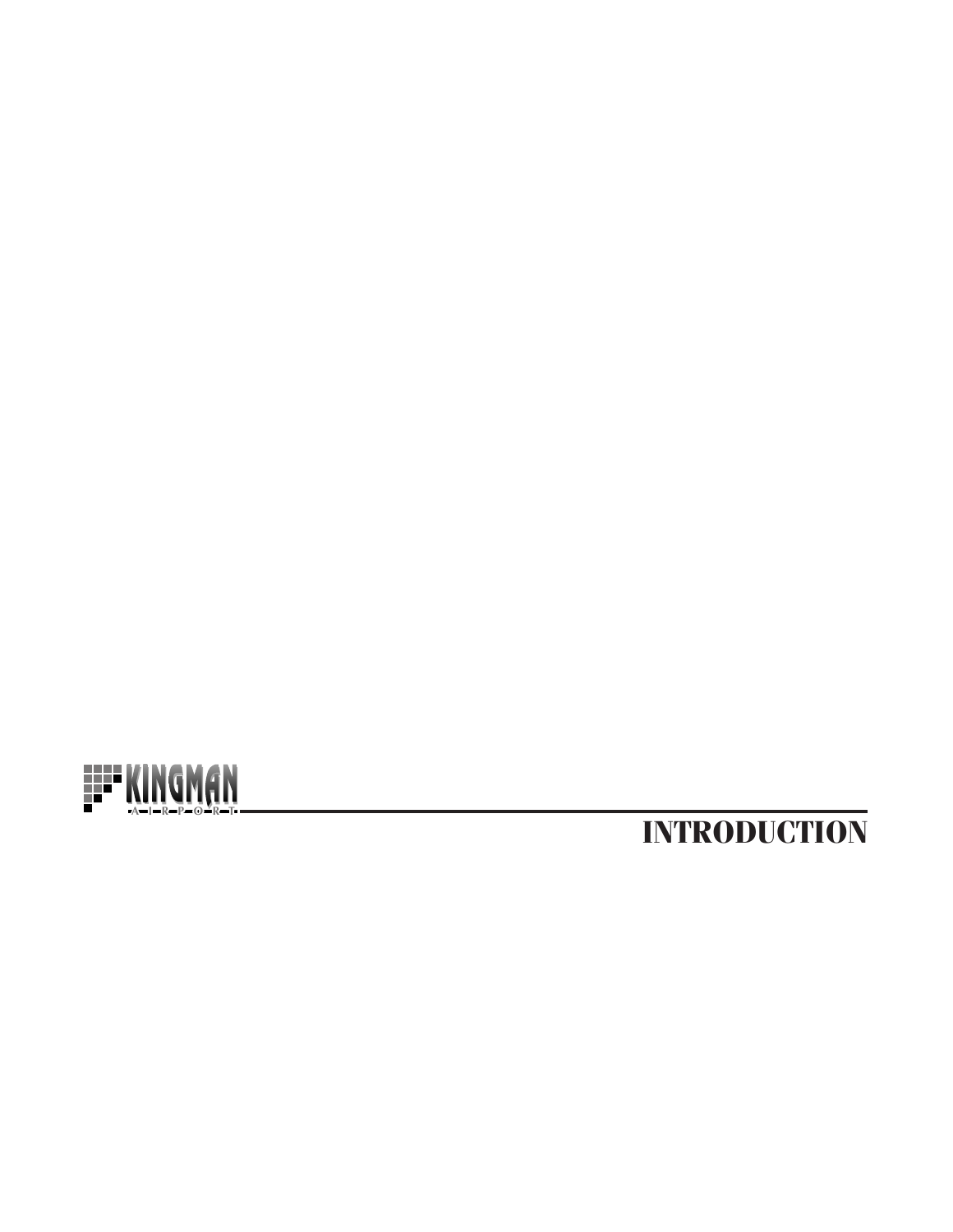# INTRODUCTION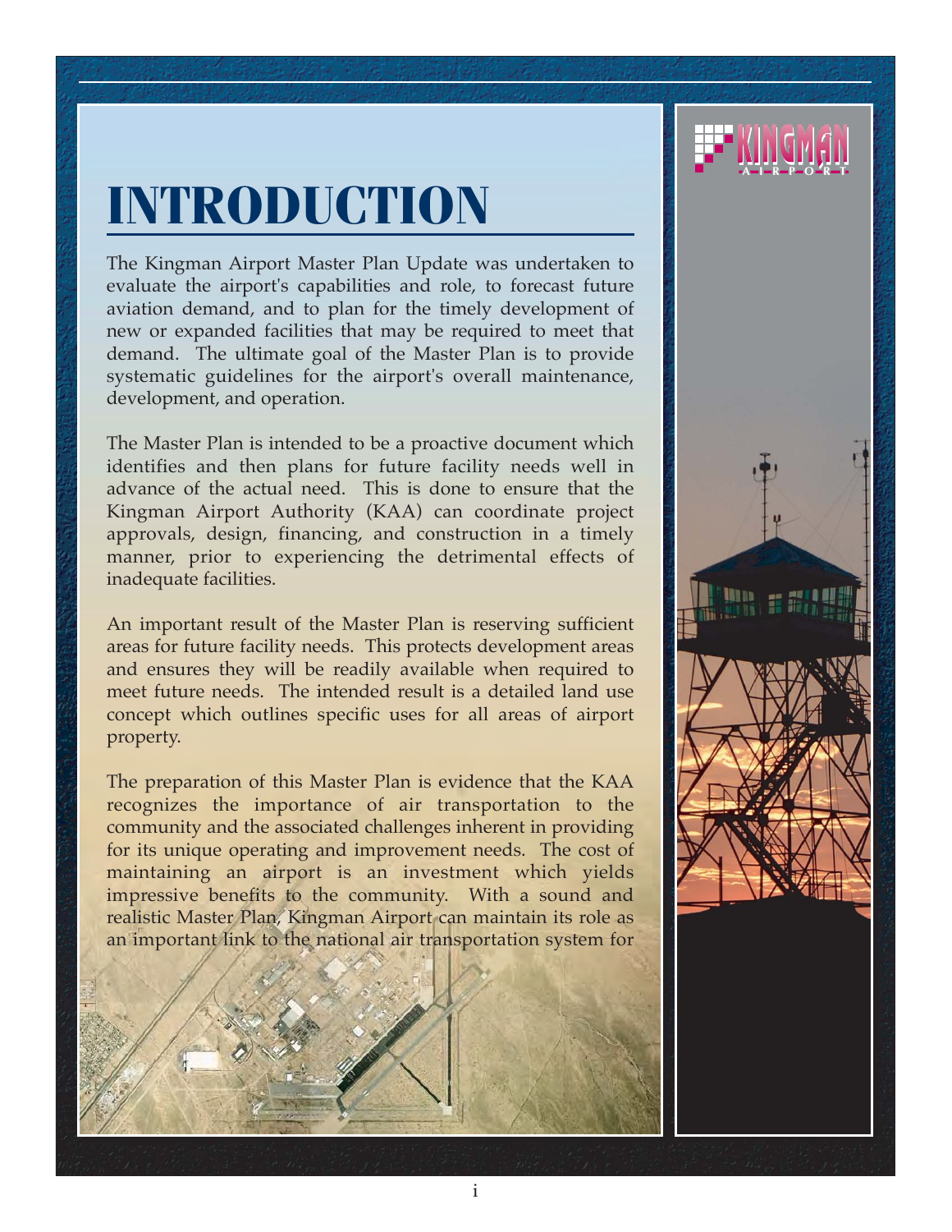# INTRODUCTION

The Kingman Airport Master Plan Update was undertaken to evaluate the airport's capabilities and role, to forecast future aviation demand, and to plan for the timely development of new or expanded facilities that may be required to meet that demand. The ultimate goal of the Master Plan is to provide systematic guidelines for the airport's overall maintenance, development, and operation.

The Master Plan is intended to be a proactive document which identifies and then plans for future facility needs well in advance of the actual need. This is done to ensure that the Kingman Airport Authority (KAA) can coordinate project approvals, design, financing, and construction in a timely manner, prior to experiencing the detrimental effects of inadequate facilities.

An important result of the Master Plan is reserving sufficient areas for future facility needs. This protects development areas and ensures they will be readily available when required to meet future needs. The intended result is a detailed land use concept which outlines specific uses for all areas of airport property.

The preparation of this Master Plan is evidence that the KAA recognizes the importance of air transportation to the community and the associated challenges inherent in providing for its unique operating and improvement needs. The cost of maintaining an airport is an investment which yields impressive benefits to the community. With a sound and realistic Master Plan, Kingman Airport can maintain its role as an important link to the national air transportation system for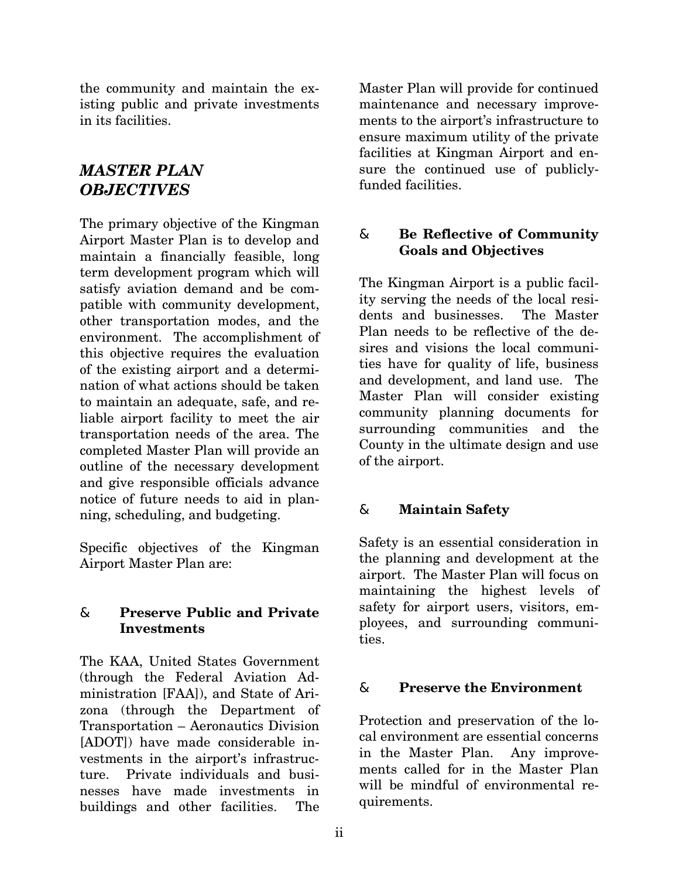the community and maintain the existing public and private investments in its facilities.

## *MASTER PLAN OBJECTIVES*

The primary objective of the Kingman Airport Master Plan is to develop and maintain a financially feasible, long term development program which will satisfy aviation demand and be compatible with community development, other transportation modes, and the environment. The accomplishment of this objective requires the evaluation of the existing airport and a determination of what actions should be taken to maintain an adequate, safe, and reliable airport facility to meet the air transportation needs of the area. The completed Master Plan will provide an outline of the necessary development and give responsible officials advance notice of future needs to aid in planning, scheduling, and budgeting.

Specific objectives of the Kingman Airport Master Plan are:

- **Preserve Public and Private Investments**

The KAA, United States Government (through the Federal Aviation Administration [FAA]), and State of Arizona (through the Department of Transportation – Aeronautics Division [ADOT]) have made considerable investments in the airport's infrastructure. Private individuals and businesses have made investments in buildings and other facilities. The Master Plan will provide for continued maintenance and necessary improvements to the airport's infrastructure to ensure maximum utility of the private facilities at Kingman Airport and ensure the continued use of publicly-funded facilities.

- **Be Reflective of Community Goals and Objectives**

The Kingman Airport is a public facility serving the needs of the local residents and businesses. The Master Plan needs to be reflective of the desires and visions the local communities have for quality of life, business and development, and land use. The Master Plan will consider existing community planning documents for surrounding communities and the County in the ultimate design and use of the airport.

- **Maintain Safety**

Safety is an essential consideration in the planning and development at the airport. The Master Plan will focus on maintaining the highest levels of safety for airport users, visitors, employees, and surrounding communities.

- **Preserve the Environment**

Protection and preservation of the local environment are essential concerns in the Master Plan. Any improvements called for in the Master Plan will be mindful of environmental requirements.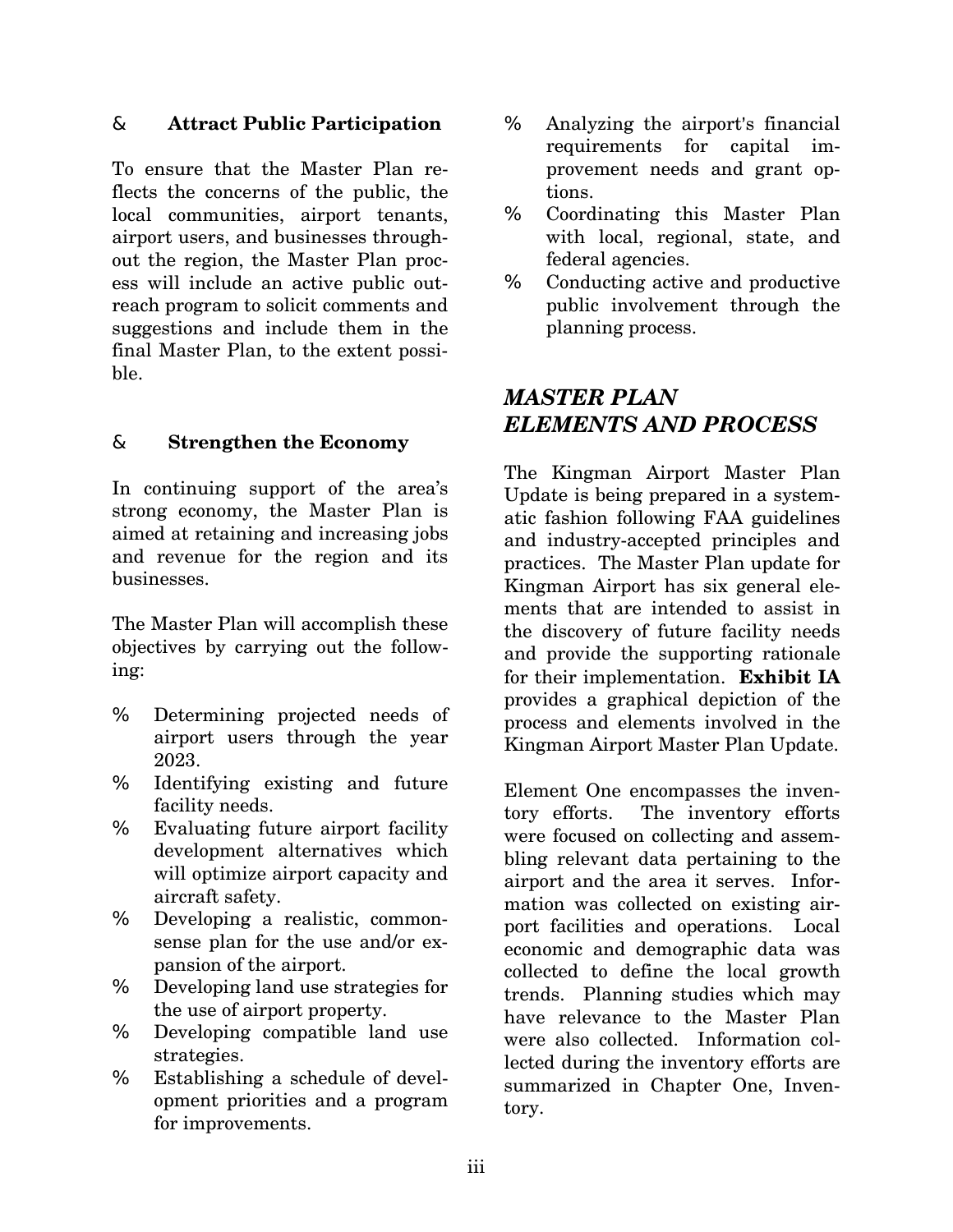&nbsp;&nbsp;&nbsp;&nbsp;**Attract Public Participation**

To ensure that the Master Plan reflects the concerns of the public, the local communities, airport tenants, airport users, and businesses throughout the region, the Master Plan process will include an active public outreach program to solicit comments and suggestions and include them in the final Master Plan, to the extent possible.

&nbsp;&nbsp;&nbsp;&nbsp;**Strengthen the Economy**

In continuing support of the area's strong economy, the Master Plan is aimed at retaining and increasing jobs and revenue for the region and its businesses.

The Master Plan will accomplish these objectives by carrying out the following:

- Determining projected needs of airport users through the year 2023.
- Identifying existing and future facility needs.
- Evaluating future airport facility development alternatives which will optimize airport capacity and aircraft safety.
- Developing a realistic, commonsense plan for the use and/or expansion of the airport.
- Developing land use strategies for the use of airport property.
- Developing compatible land use strategies.
- Establishing a schedule of development priorities and a program for improvements.
- Analyzing the airport's financial requirements for capital improvement needs and grant options.
- Coordinating this Master Plan with local, regional, state, and federal agencies.
- Conducting active and productive public involvement through the planning process.

## *MASTER PLAN ELEMENTS AND PROCESS*

The Kingman Airport Master Plan Update is being prepared in a systematic fashion following FAA guidelines and industry-accepted principles and practices. The Master Plan update for Kingman Airport has six general elements that are intended to assist in the discovery of future facility needs and provide the supporting rationale for their implementation. **Exhibit IA** provides a graphical depiction of the process and elements involved in the Kingman Airport Master Plan Update.

Element One encompasses the inventory efforts. The inventory efforts were focused on collecting and assembling relevant data pertaining to the airport and the area it serves. Information was collected on existing airport facilities and operations. Local economic and demographic data was collected to define the local growth trends. Planning studies which may have relevance to the Master Plan were also collected. Information collected during the inventory efforts are summarized in Chapter One, Inventory.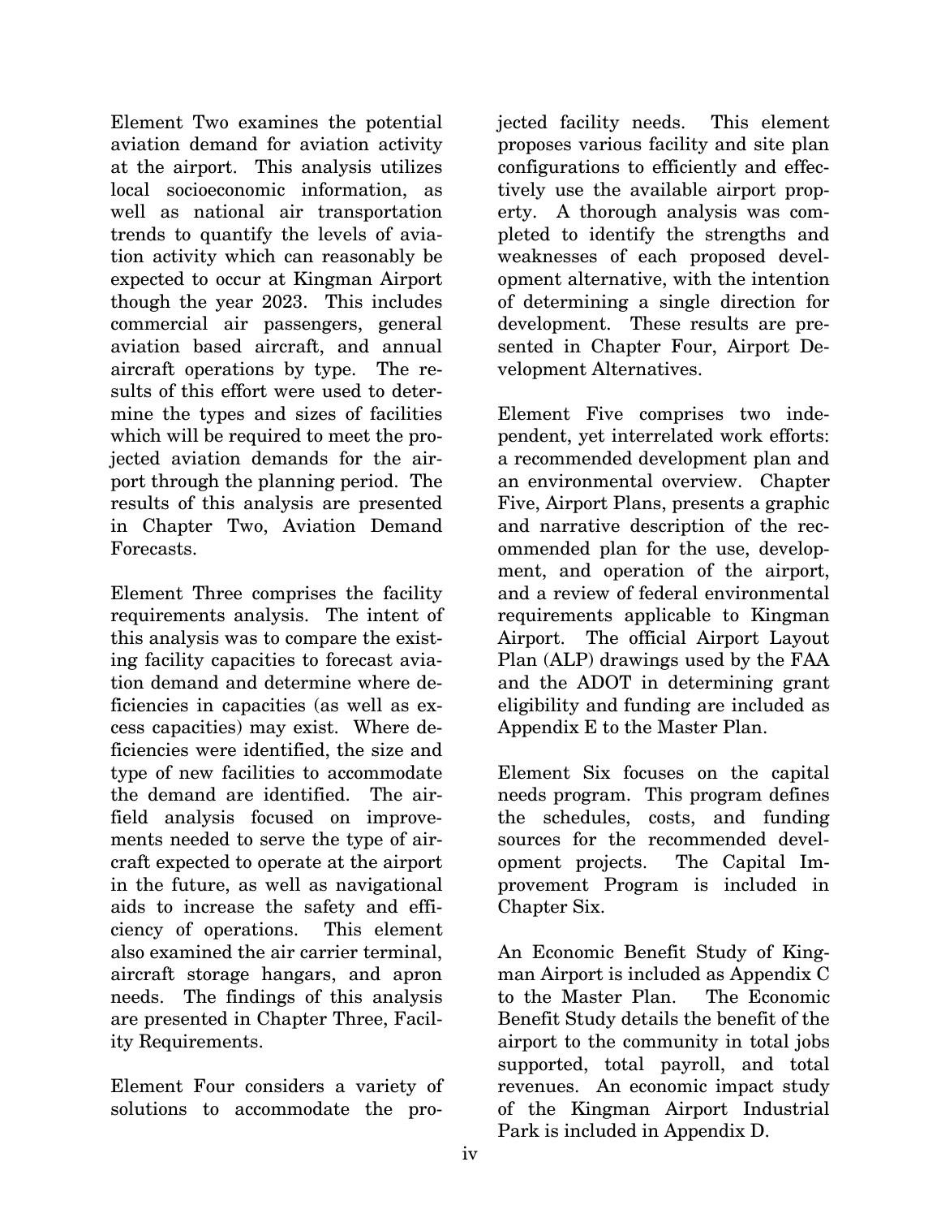Element Two examines the potential aviation demand for aviation activity at the airport. This analysis utilizes local socioeconomic information, as well as national air transportation trends to quantify the levels of aviation activity which can reasonably be expected to occur at Kingman Airport though the year 2023. This includes commercial air passengers, general aviation based aircraft, and annual aircraft operations by type. The results of this effort were used to determine the types and sizes of facilities which will be required to meet the projected aviation demands for the airport through the planning period. The results of this analysis are presented in Chapter Two, Aviation Demand Forecasts.

Element Three comprises the facility requirements analysis. The intent of this analysis was to compare the existing facility capacities to forecast aviation demand and determine where deficiencies in capacities (as well as excess capacities) may exist. Where deficiencies were identified, the size and type of new facilities to accommodate the demand are identified. The airfield analysis focused on improvements needed to serve the type of aircraft expected to operate at the airport in the future, as well as navigational aids to increase the safety and efficiency of operations. This element also examined the air carrier terminal, aircraft storage hangars, and apron needs. The findings of this analysis are presented in Chapter Three, Facility Requirements.

Element Four considers a variety of solutions to accommodate the projected facility needs. This element proposes various facility and site plan configurations to efficiently and effectively use the available airport property. A thorough analysis was completed to identify the strengths and weaknesses of each proposed development alternative, with the intention of determining a single direction for development. These results are presented in Chapter Four, Airport Development Alternatives.

Element Five comprises two independent, yet interrelated work efforts: a recommended development plan and an environmental overview. Chapter Five, Airport Plans, presents a graphic and narrative description of the recommended plan for the use, development, and operation of the airport, and a review of federal environmental requirements applicable to Kingman Airport. The official Airport Layout Plan (ALP) drawings used by the FAA and the ADOT in determining grant eligibility and funding are included as Appendix E to the Master Plan.

Element Six focuses on the capital needs program. This program defines the schedules, costs, and funding sources for the recommended development projects. The Capital Improvement Program is included in Chapter Six.

An Economic Benefit Study of Kingman Airport is included as Appendix C to the Master Plan. The Economic Benefit Study details the benefit of the airport to the community in total jobs supported, total payroll, and total revenues. An economic impact study of the Kingman Airport Industrial Park is included in Appendix D.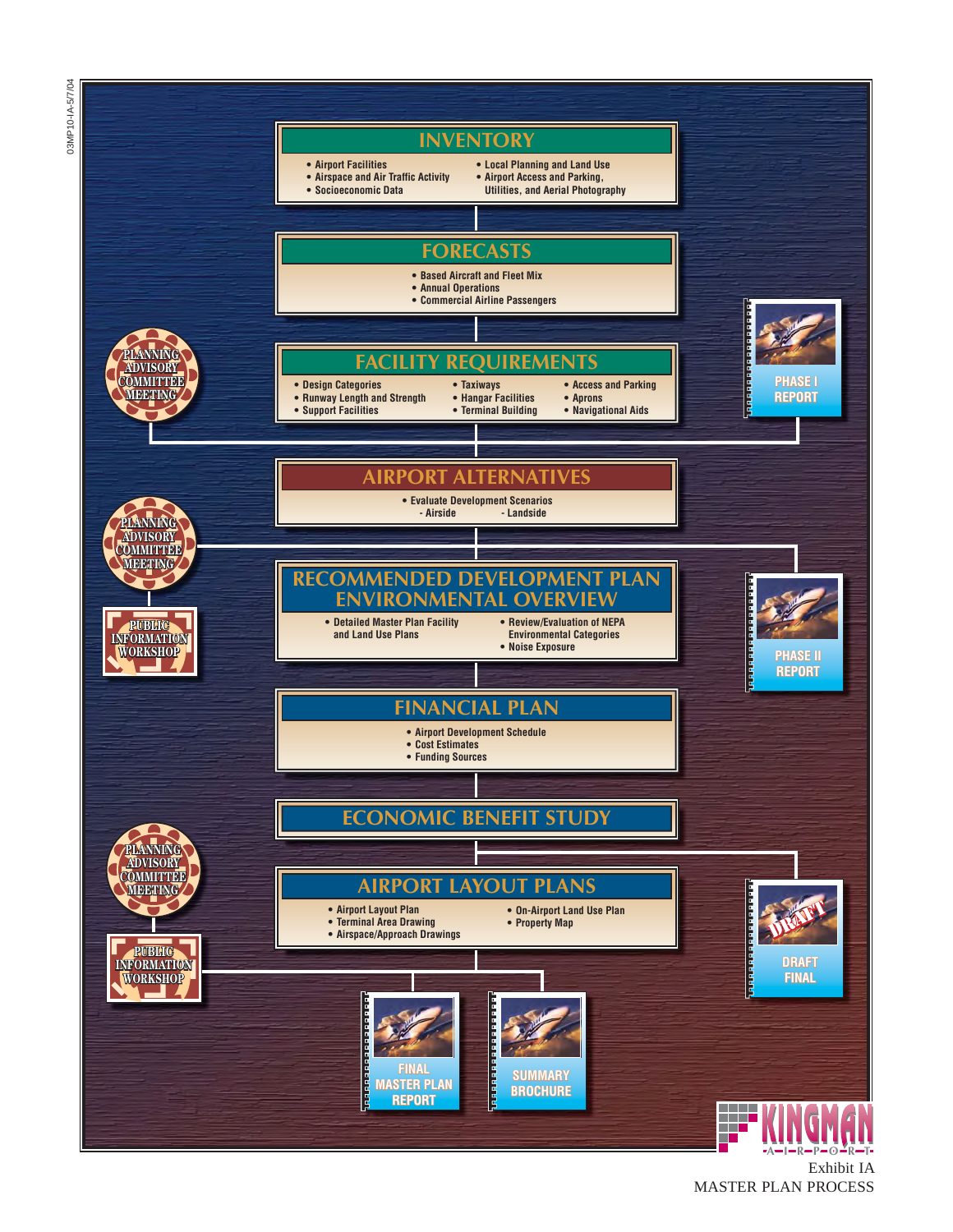## INVENTORY

- Airport Facilities
- Airspace and Air Traffic Activity
- Socioeconomic Data
- Local Planning and Land Use
- Airport Access and Parking, Utilities, and Aerial Photography

## FORECASTS

- Based Aircraft and Fleet Mix
- Annual Operations
- Commercial Airline Passengers

## FACILITY REQUIREMENTS

- Design Categories
- Runway Length and Strength
- Support Facilities
- Taxiways
- Hangar Facilities
- Terminal Building
- Access and Parking
- Aprons
- Navigational Aids

PLANNING ADVISORY COMMITTEE MEETING

PHASE I REPORT

## AIRPORT ALTERNATIVES

- Evaluate Development Scenarios
  - Airside
  - Landside

PLANNING ADVISORY COMMITTEE MEETING

PUBLIC INFORMATION WORKSHOP

## RECOMMENDED DEVELOPMENT PLAN ENVIRONMENTAL OVERVIEW

- Detailed Master Plan Facility and Land Use Plans
- Review/Evaluation of NEPA Environmental Categories
- Noise Exposure

PHASE II REPORT

## FINANCIAL PLAN

- Airport Development Schedule
- Cost Estimates
- Funding Sources

## ECONOMIC BENEFIT STUDY

PLANNING ADVISORY COMMITTEE MEETING

PUBLIC INFORMATION WORKSHOP

## AIRPORT LAYOUT PLANS

- Airport Layout Plan
- Terminal Area Drawing
- Airspace/Approach Drawings
- On-Airport Land Use Plan
- Property Map

DRAFT FINAL

FINAL MASTER PLAN REPORT

SUMMARY BROCHURE

KINGMAN AIRPORT

Exhibit IA
MASTER PLAN PROCESS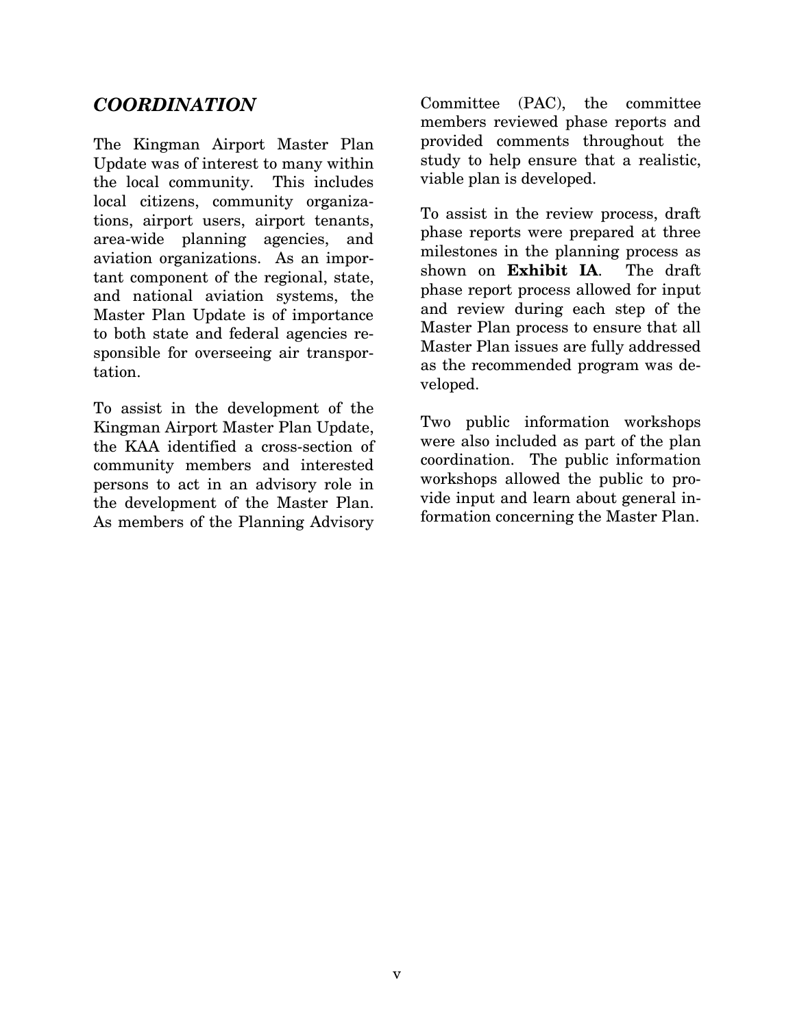## *COORDINATION*

The Kingman Airport Master Plan Update was of interest to many within the local community. This includes local citizens, community organizations, airport users, airport tenants, area-wide planning agencies, and aviation organizations. As an important component of the regional, state, and national aviation systems, the Master Plan Update is of importance to both state and federal agencies responsible for overseeing air transportation.

To assist in the development of the Kingman Airport Master Plan Update, the KAA identified a cross-section of community members and interested persons to act in an advisory role in the development of the Master Plan. As members of the Planning Advisory Committee (PAC), the committee members reviewed phase reports and provided comments throughout the study to help ensure that a realistic, viable plan is developed.

To assist in the review process, draft phase reports were prepared at three milestones in the planning process as shown on **Exhibit IA**. The draft phase report process allowed for input and review during each step of the Master Plan process to ensure that all Master Plan issues are fully addressed as the recommended program was developed.

Two public information workshops were also included as part of the plan coordination. The public information workshops allowed the public to provide input and learn about general information concerning the Master Plan.